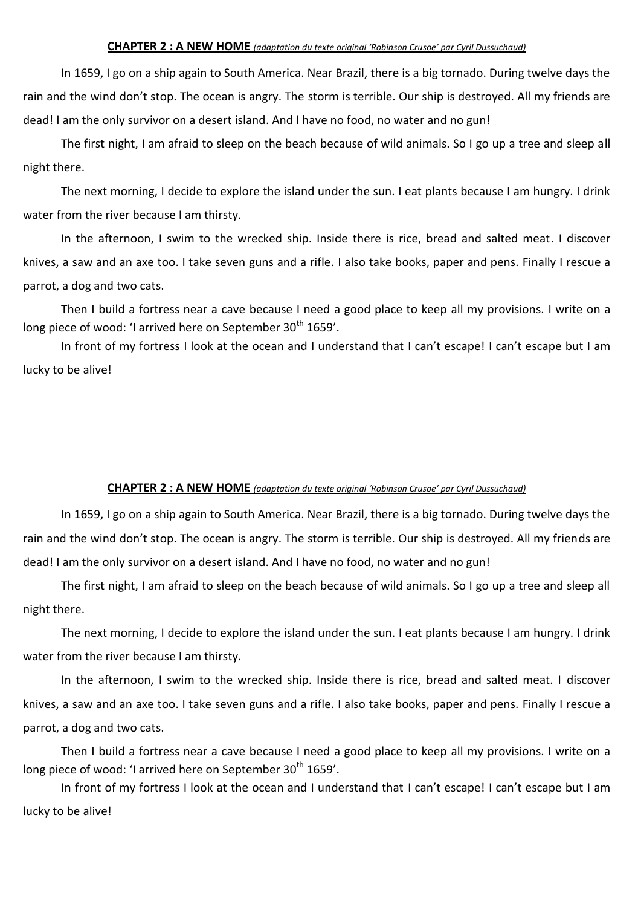## CHAPTER 2 : A NEW HOME *(adaptation du texte original 'Robinson Crusoe' par Cyril Dussuchaud)*

In 1659, I go on a ship again to South America. Near Brazil, there is a big tornado. During twelve days the rain and the wind don't stop. The ocean is angry. The storm is terrible. Our ship is destroyed. All my friends are dead! I am the only survivor on a desert island. And I have no food, no water and no gun!

The first night, I am afraid to sleep on the beach because of wild animals. So I go up a tree and sleep all night there.

The next morning, I decide to explore the island under the sun. I eat plants because I am hungry. I drink water from the river because I am thirsty.

In the afternoon, I swim to the wrecked ship. Inside there is rice, bread and salted meat. I discover knives, a saw and an axe too. I take seven guns and a rifle. I also take books, paper and pens. Finally I rescue a parrot, a dog and two cats.

Then I build a fortress near a cave because I need a good place to keep all my provisions. I write on a long piece of wood: 'I arrived here on September 30th 1659'.

In front of my fortress I look at the ocean and I understand that I can't escape! I can't escape but I am lucky to be alive!

## CHAPTER 2 : A NEW HOME *(adaptation du texte original 'Robinson Crusoe' par Cyril Dussuchaud)*

In 1659, I go on a ship again to South America. Near Brazil, there is a big tornado. During twelve days the rain and the wind don't stop. The ocean is angry. The storm is terrible. Our ship is destroyed. All my friends are dead! I am the only survivor on a desert island. And I have no food, no water and no gun!

The first night, I am afraid to sleep on the beach because of wild animals. So I go up a tree and sleep all night there.

The next morning, I decide to explore the island under the sun. I eat plants because I am hungry. I drink water from the river because I am thirsty.

In the afternoon, I swim to the wrecked ship. Inside there is rice, bread and salted meat. I discover knives, a saw and an axe too. I take seven guns and a rifle. I also take books, paper and pens. Finally I rescue a parrot, a dog and two cats.

Then I build a fortress near a cave because I need a good place to keep all my provisions. I write on a long piece of wood: 'I arrived here on September 30th 1659'.

In front of my fortress I look at the ocean and I understand that I can't escape! I can't escape but I am lucky to be alive!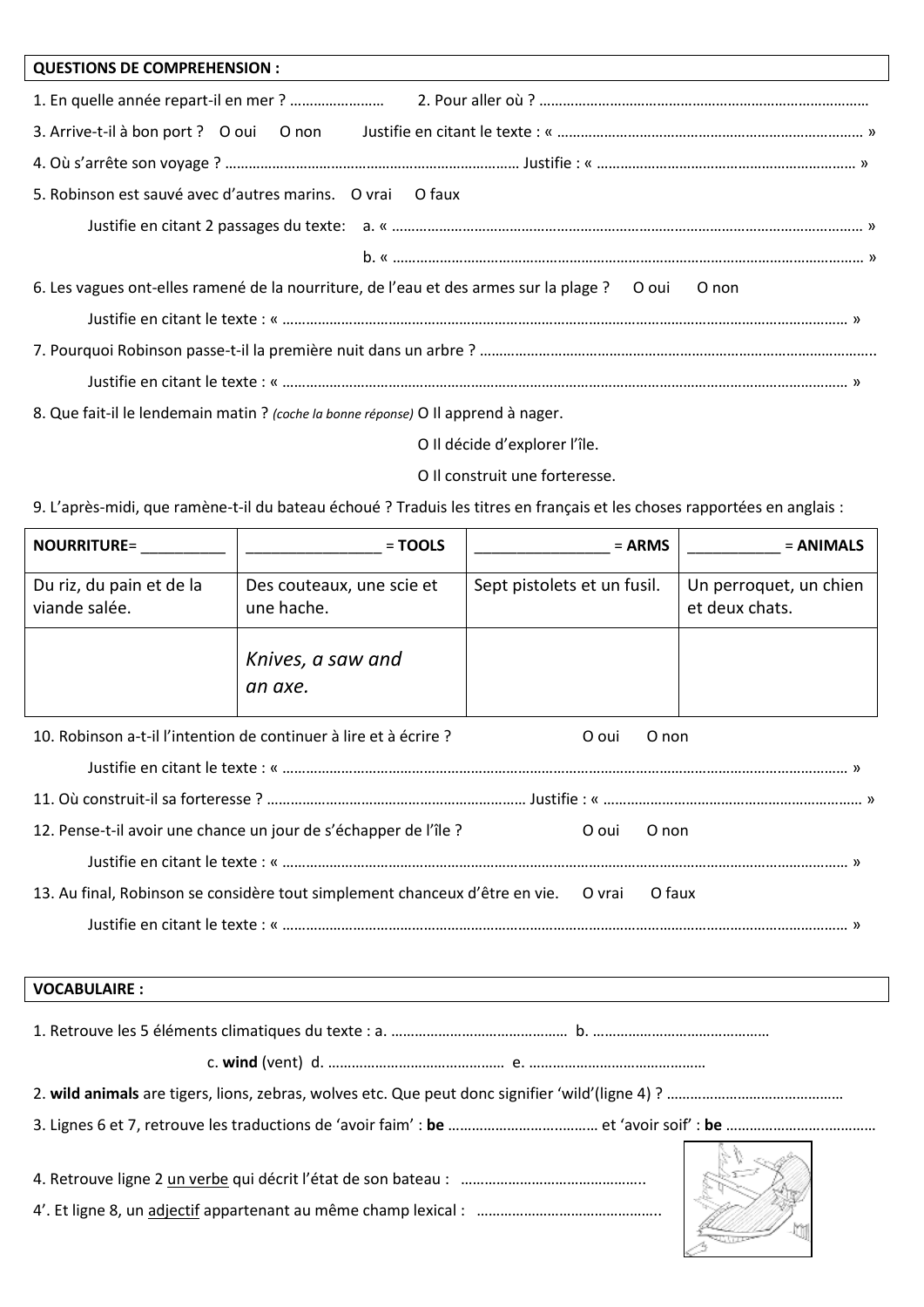**QUESTIONS DE COMPREHENSION :**

1. En quelle année repart-il en mer ? …………………… 2. Pour aller où ? …………………………………………………………………………

3. Arrive-t-il à bon port ? O oui O non Justifie en citant le texte : « …………………………………………………………………… »

4. Où s'arrête son voyage ? ………………………………………………………………… Justifie : « ………………………………………………………… »

5. Robinson est sauvé avec d'autres marins. O vrai O faux

Justifie en citant 2 passages du texte: a. « ……………………………………………………………………………………………………… »

b. « ……………………………………………………………………………………………………… »

6. Les vagues ont-elles ramené de la nourriture, de l'eau et des armes sur la plage ? O oui O non

Justifie en citant le texte : « ………………………………………………………………………………………………………………………… »

7. Pourquoi Robinson passe-t-il la première nuit dans un arbre ? ………………………………………………………………………………….

Justifie en citant le texte : « ………………………………………………………………………………………………………………………… »

8. Que fait-il le lendemain matin ? *(coche la bonne réponse)* O Il apprend à nager.

O Il décide d'explorer l'île.

O Il construit une forteresse.

9. L'après-midi, que ramène-t-il du bateau échoué ? Traduis les titres en français et les choses rapportées en anglais :

| **NOURRITURE**= __________ | ________________ = **TOOLS** | ________________ = **ARMS** | ___________ = **ANIMALS** |
|---|---|---|---|
| Du riz, du pain et de la viande salée. | Des couteaux, une scie et une hache. | Sept pistolets et un fusil. | Un perroquet, un chien et deux chats. |
| | *Knives, a saw and an axe.* | | |

10. Robinson a-t-il l'intention de continuer à lire et à écrire ? O oui O non

Justifie en citant le texte : « ………………………………………………………………………………………………………………………… »

11. Où construit-il sa forteresse ? ………………………………………………………… Justifie : « ………………………………………………………… »

12. Pense-t-il avoir une chance un jour de s'échapper de l'île ? O oui O non

Justifie en citant le texte : « ………………………………………………………………………………………………………………………… »

13. Au final, Robinson se considère tout simplement chanceux d'être en vie. O vrai O faux

Justifie en citant le texte : « ………………………………………………………………………………………………………………………… »

**VOCABULAIRE :**

1. Retrouve les 5 éléments climatiques du texte : a. ……………………………………… b. ………………………………………

c. **wind** (vent) d. ……………………………………… e. ………………………………………

2. **wild animals** are tigers, lions, zebras, wolves etc. Que peut donc signifier 'wild'(ligne 4) ? ………………………………………

3. Lignes 6 et 7, retrouve les traductions de 'avoir faim' : **be** ……………………………… et 'avoir soif' : **be** ………………………………

4. Retrouve ligne 2 un verbe qui décrit l'état de son bateau : ………………………………………..

4'. Et ligne 8, un adjectif appartenant au même champ lexical : ………………………………………..